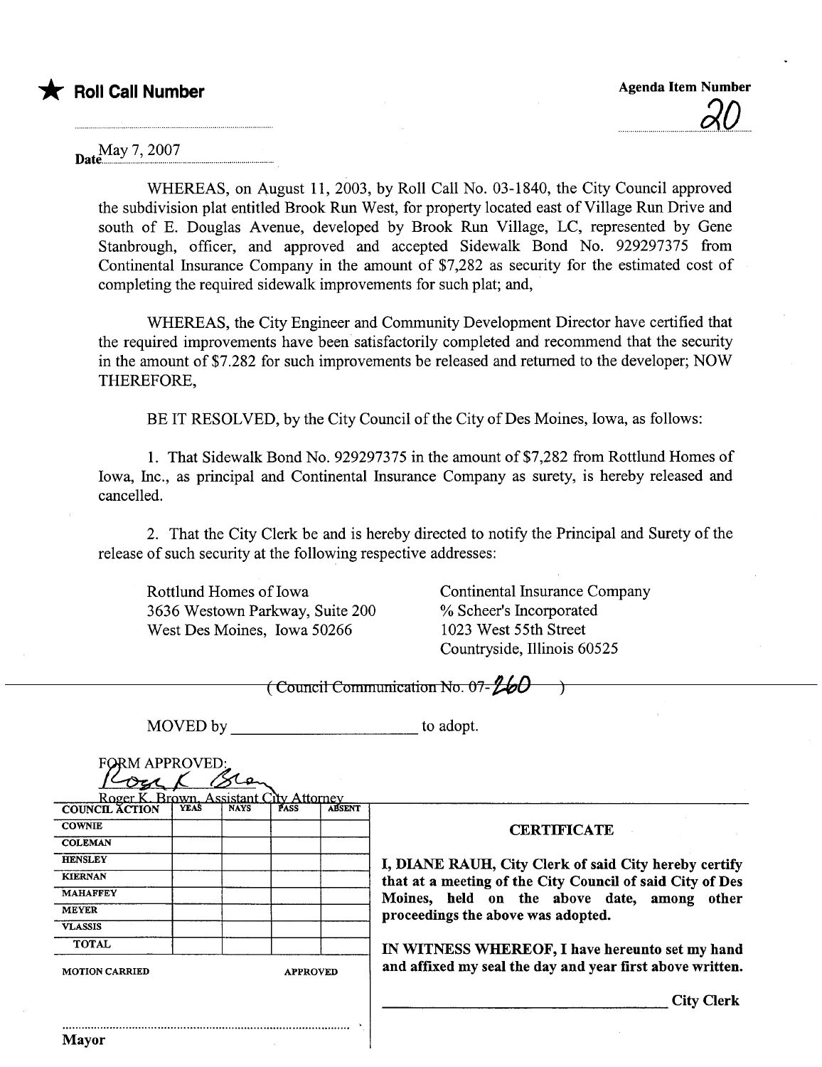★ **Roll Call Number**

**Agenda Item Number**

20

Date May 7, 2007

WHEREAS, on August 11, 2003, by Roll Call No. 03-1840, the City Council approved the subdivision plat entitled Brook Run West, for property located east of Village Run Drive and south of E. Douglas Avenue, developed by Brook Run Village, LC, represented by Gene Stanbrough, officer, and approved and accepted Sidewalk Bond No. 929297375 from Continental Insurance Company in the amount of $7,282 as security for the estimated cost of completing the required sidewalk improvements for such plat; and,

WHEREAS, the City Engineer and Community Development Director have certified that the required improvements have been satisfactorily completed and recommend that the security in the amount of $7.282 for such improvements be released and returned to the developer; NOW THEREFORE,

BE IT RESOLVED, by the City Council of the City of Des Moines, Iowa, as follows:

1. That Sidewalk Bond No. 929297375 in the amount of $7,282 from Rottlund Homes of Iowa, Inc., as principal and Continental Insurance Company as surety, is hereby released and cancelled.

2. That the City Clerk be and is hereby directed to notify the Principal and Surety of the release of such security at the following respective addresses:

Rottlund Homes of Iowa
3636 Westown Parkway, Suite 200
West Des Moines, Iowa 50266

Continental Insurance Company
% Scheer's Incorporated
1023 West 55th Street
Countryside, Illinois 60525

(Council Communication No. 07-260)

MOVED by ______________________ to adopt.

FORM APPROVED:

Roger K. Brown, Assistant City Attorney

| COUNCIL ACTION | YEAS | NAYS | PASS | ABSENT |
|---|---|---|---|---|
| COWNIE | | | | |
| COLEMAN | | | | |
| HENSLEY | | | | |
| KIERNAN | | | | |
| MAHAFFEY | | | | |
| MEYER | | | | |
| VLASSIS | | | | |
| TOTAL | | | | |

MOTION CARRIED APPROVED

Mayor

**CERTIFICATE**

**I, DIANE RAUH, City Clerk of said City hereby certify that at a meeting of the City Council of said City of Des Moines, held on the above date, among other proceedings the above was adopted.**

**IN WITNESS WHEREOF, I have hereunto set my hand and affixed my seal the day and year first above written.**

______________________ City Clerk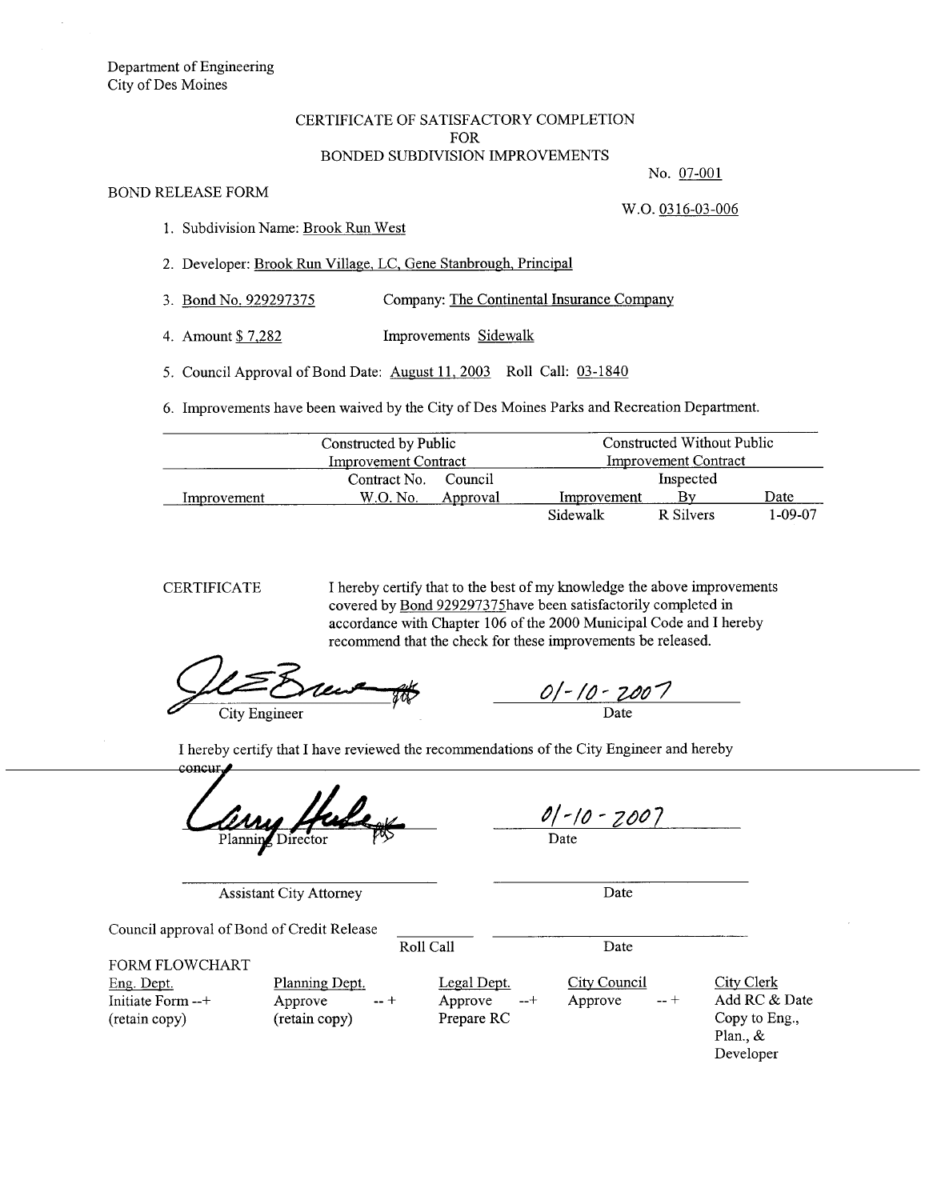Department of Engineering
City of Des Moines

# CERTIFICATE OF SATISFACTORY COMPLETION FOR BONDED SUBDIVISION IMPROVEMENTS

No. 07-001

BOND RELEASE FORM

W.O. 0316-03-006

1. Subdivision Name: Brook Run West
2. Developer: Brook Run Village, LC, Gene Stanbrough, Principal
3. Bond No. 929297375 Company: The Continental Insurance Company
4. Amount $ 7,282 Improvements Sidewalk
5. Council Approval of Bond Date: August 11, 2003 Roll Call: 03-1840
6. Improvements have been waived by the City of Des Moines Parks and Recreation Department.

| | Constructed by Public Improvement Contract | | Constructed Without Public Improvement Contract | | |
|---|---|---|---|---|---|
| Improvement | Contract No. W.O. No. | Council Approval | Improvement | Inspected By | Date |
| | | | Sidewalk | R Silvers | 1-09-07 |

CERTIFICATE I hereby certify that to the best of my knowledge the above improvements covered by Bond 929297375have been satisfactorily completed in accordance with Chapter 106 of the 2000 Municipal Code and I hereby recommend that the check for these improvements be released.

City Engineer    Date: 01-10-2007

I hereby certify that I have reviewed the recommendations of the City Engineer and hereby concur.

Planning Director    Date: 01-10-2007

Assistant City Attorney    Date

Council approval of Bond of Credit Release    Roll Call    Date

FORM FLOWCHART

| Eng. Dept. | Planning Dept. | Legal Dept. | City Council | City Clerk |
|---|---|---|---|---|
| Initiate Form --+ | Approve -- + | Approve --+ | Approve -- + | Add RC & Date |
| (retain copy) | (retain copy) | Prepare RC | | Copy to Eng., Plan., & Developer |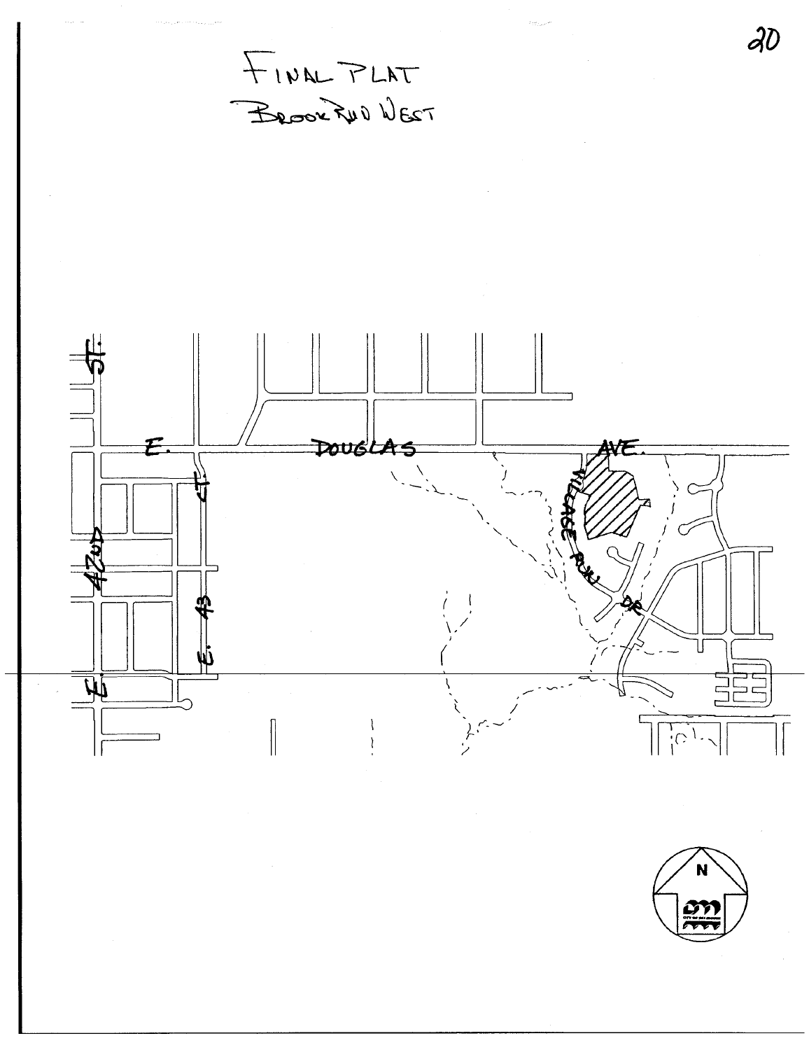# FINAL PLAT
## BROOK RUN WEST

E. DOUGLAS AVE.

VILLAGE RUN DR.

E. 43 CT.

E. 42ND ST.

N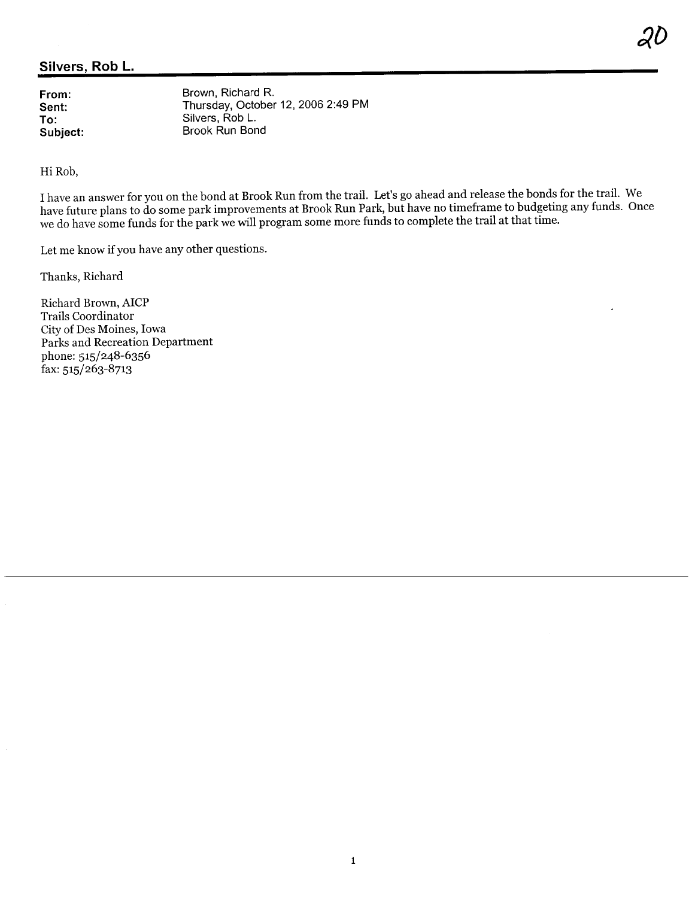## Silvers, Rob L.

**From:** Brown, Richard R.
**Sent:** Thursday, October 12, 2006 2:49 PM
**To:** Silvers, Rob L.
**Subject:** Brook Run Bond

Hi Rob,

I have an answer for you on the bond at Brook Run from the trail. Let's go ahead and release the bonds for the trail. We have future plans to do some park improvements at Brook Run Park, but have no timeframe to budgeting any funds. Once we do have some funds for the park we will program some more funds to complete the trail at that time.

Let me know if you have any other questions.

Thanks, Richard

Richard Brown, AICP
Trails Coordinator
City of Des Moines, Iowa
Parks and Recreation Department
phone: 515/248-6356
fax: 515/263-8713